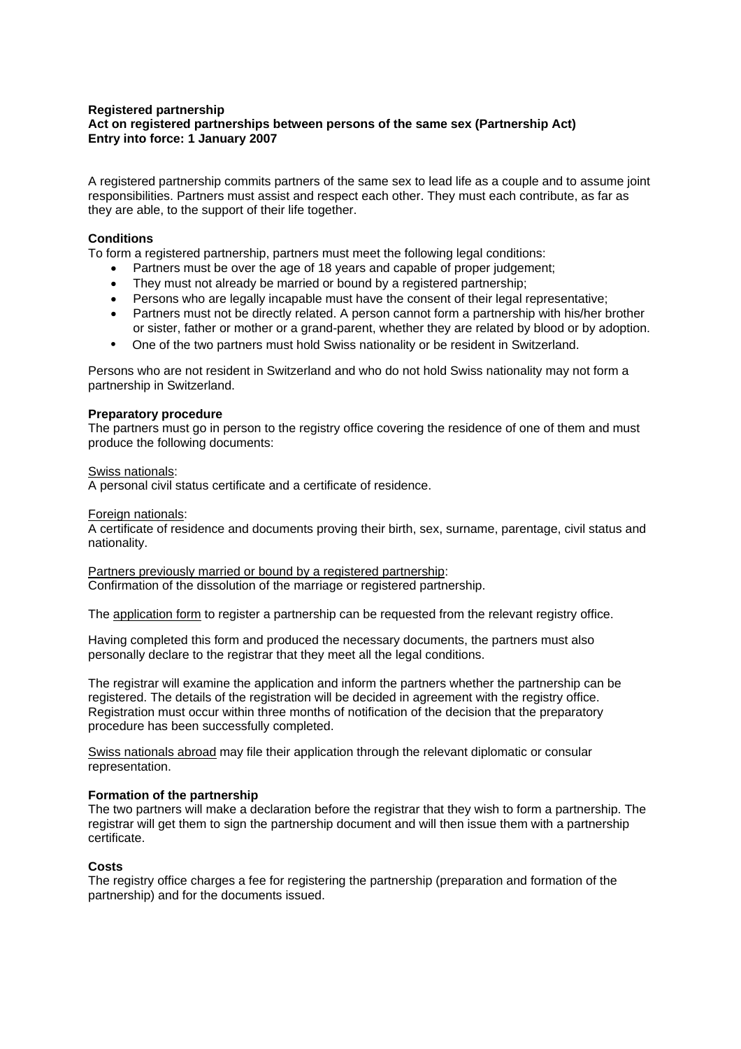**Registered partnership**
**Act on registered partnerships between persons of the same sex (Partnership Act)**
**Entry into force: 1 January 2007**

A registered partnership commits partners of the same sex to lead life as a couple and to assume joint responsibilities. Partners must assist and respect each other. They must each contribute, as far as they are able, to the support of their life together.

**Conditions**

To form a registered partnership, partners must meet the following legal conditions:

- Partners must be over the age of 18 years and capable of proper judgement;
- They must not already be married or bound by a registered partnership;
- Persons who are legally incapable must have the consent of their legal representative;
- Partners must not be directly related. A person cannot form a partnership with his/her brother or sister, father or mother or a grand-parent, whether they are related by blood or by adoption.
- One of the two partners must hold Swiss nationality or be resident in Switzerland.

Persons who are not resident in Switzerland and who do not hold Swiss nationality may not form a partnership in Switzerland.

**Preparatory procedure**

The partners must go in person to the registry office covering the residence of one of them and must produce the following documents:

Swiss nationals:
A personal civil status certificate and a certificate of residence.

Foreign nationals:
A certificate of residence and documents proving their birth, sex, surname, parentage, civil status and nationality.

Partners previously married or bound by a registered partnership:
Confirmation of the dissolution of the marriage or registered partnership.

The application form to register a partnership can be requested from the relevant registry office.

Having completed this form and produced the necessary documents, the partners must also personally declare to the registrar that they meet all the legal conditions.

The registrar will examine the application and inform the partners whether the partnership can be registered. The details of the registration will be decided in agreement with the registry office. Registration must occur within three months of notification of the decision that the preparatory procedure has been successfully completed.

Swiss nationals abroad may file their application through the relevant diplomatic or consular representation.

**Formation of the partnership**

The two partners will make a declaration before the registrar that they wish to form a partnership. The registrar will get them to sign the partnership document and will then issue them with a partnership certificate.

**Costs**

The registry office charges a fee for registering the partnership (preparation and formation of the partnership) and for the documents issued.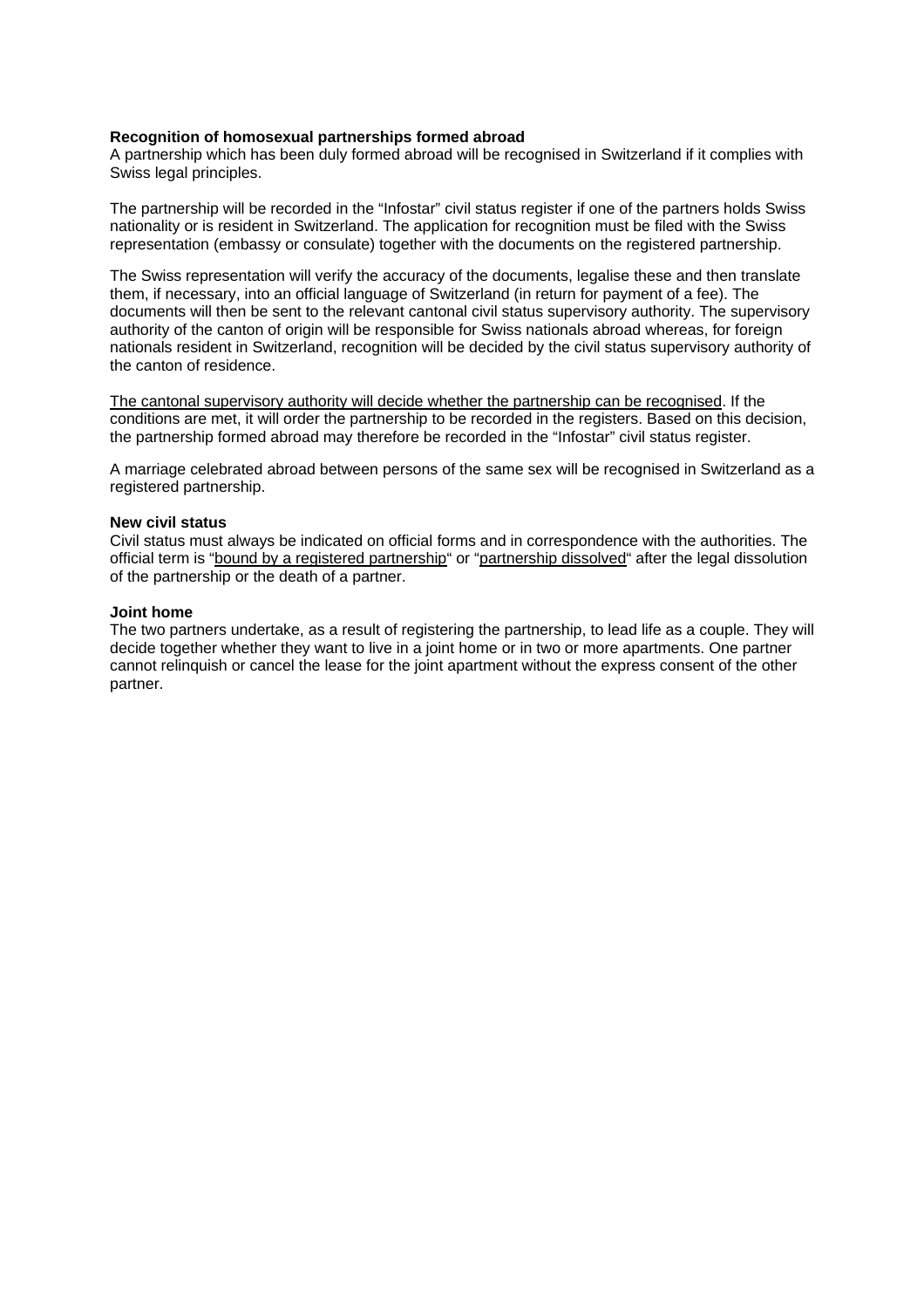**Recognition of homosexual partnerships formed abroad**

A partnership which has been duly formed abroad will be recognised in Switzerland if it complies with Swiss legal principles.

The partnership will be recorded in the “Infostar” civil status register if one of the partners holds Swiss nationality or is resident in Switzerland. The application for recognition must be filed with the Swiss representation (embassy or consulate) together with the documents on the registered partnership.

The Swiss representation will verify the accuracy of the documents, legalise these and then translate them, if necessary, into an official language of Switzerland (in return for payment of a fee). The documents will then be sent to the relevant cantonal civil status supervisory authority. The supervisory authority of the canton of origin will be responsible for Swiss nationals abroad whereas, for foreign nationals resident in Switzerland, recognition will be decided by the civil status supervisory authority of the canton of residence.

<u>The cantonal supervisory authority will decide whether the partnership can be recognised</u>. If the conditions are met, it will order the partnership to be recorded in the registers. Based on this decision, the partnership formed abroad may therefore be recorded in the “Infostar” civil status register.

A marriage celebrated abroad between persons of the same sex will be recognised in Switzerland as a registered partnership.

**New civil status**

Civil status must always be indicated on official forms and in correspondence with the authorities. The official term is “<u>bound by a registered partnership</u>“ or “<u>partnership dissolved</u>“ after the legal dissolution of the partnership or the death of a partner.

**Joint home**

The two partners undertake, as a result of registering the partnership, to lead life as a couple. They will decide together whether they want to live in a joint home or in two or more apartments. One partner cannot relinquish or cancel the lease for the joint apartment without the express consent of the other partner.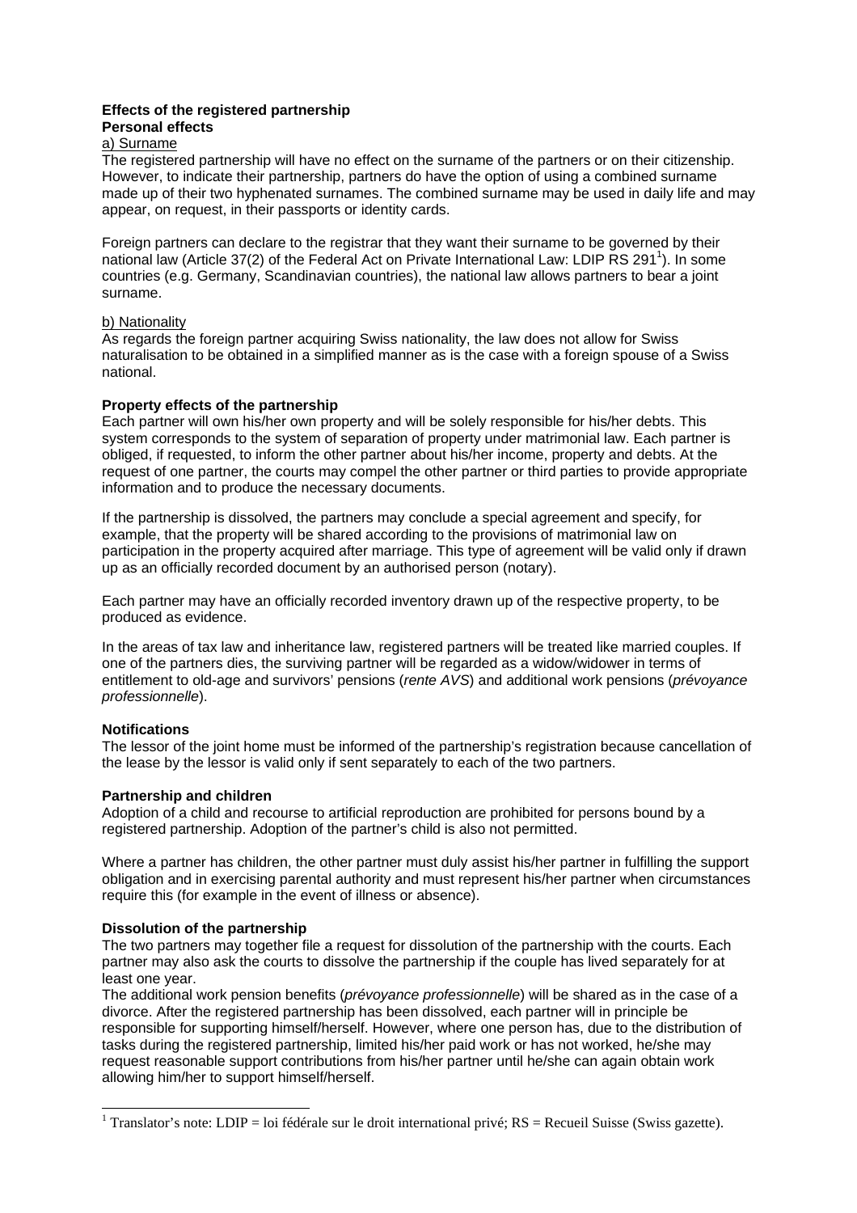## Effects of the registered partnership

### Personal effects

a) Surname

The registered partnership will have no effect on the surname of the partners or on their citizenship. However, to indicate their partnership, partners do have the option of using a combined surname made up of their two hyphenated surnames. The combined surname may be used in daily life and may appear, on request, in their passports or identity cards.

Foreign partners can declare to the registrar that they want their surname to be governed by their national law (Article 37(2) of the Federal Act on Private International Law: LDIP RS 291[1]). In some countries (e.g. Germany, Scandinavian countries), the national law allows partners to bear a joint surname.

b) Nationality

As regards the foreign partner acquiring Swiss nationality, the law does not allow for Swiss naturalisation to be obtained in a simplified manner as is the case with a foreign spouse of a Swiss national.

### Property effects of the partnership

Each partner will own his/her own property and will be solely responsible for his/her debts. This system corresponds to the system of separation of property under matrimonial law. Each partner is obliged, if requested, to inform the other partner about his/her income, property and debts. At the request of one partner, the courts may compel the other partner or third parties to provide appropriate information and to produce the necessary documents.

If the partnership is dissolved, the partners may conclude a special agreement and specify, for example, that the property will be shared according to the provisions of matrimonial law on participation in the property acquired after marriage. This type of agreement will be valid only if drawn up as an officially recorded document by an authorised person (notary).

Each partner may have an officially recorded inventory drawn up of the respective property, to be produced as evidence.

In the areas of tax law and inheritance law, registered partners will be treated like married couples. If one of the partners dies, the surviving partner will be regarded as a widow/widower in terms of entitlement to old-age and survivors' pensions (*rente AVS*) and additional work pensions (*prévoyance professionnelle*).

### Notifications

The lessor of the joint home must be informed of the partnership's registration because cancellation of the lease by the lessor is valid only if sent separately to each of the two partners.

### Partnership and children

Adoption of a child and recourse to artificial reproduction are prohibited for persons bound by a registered partnership. Adoption of the partner's child is also not permitted.

Where a partner has children, the other partner must duly assist his/her partner in fulfilling the support obligation and in exercising parental authority and must represent his/her partner when circumstances require this (for example in the event of illness or absence).

### Dissolution of the partnership

The two partners may together file a request for dissolution of the partnership with the courts. Each partner may also ask the courts to dissolve the partnership if the couple has lived separately for at least one year.

The additional work pension benefits (*prévoyance professionnelle*) will be shared as in the case of a divorce. After the registered partnership has been dissolved, each partner will in principle be responsible for supporting himself/herself. However, where one person has, due to the distribution of tasks during the registered partnership, limited his/her paid work or has not worked, he/she may request reasonable support contributions from his/her partner until he/she can again obtain work allowing him/her to support himself/herself.

---

[1] Translator's note: LDIP = loi fédérale sur le droit international privé; RS = Recueil Suisse (Swiss gazette).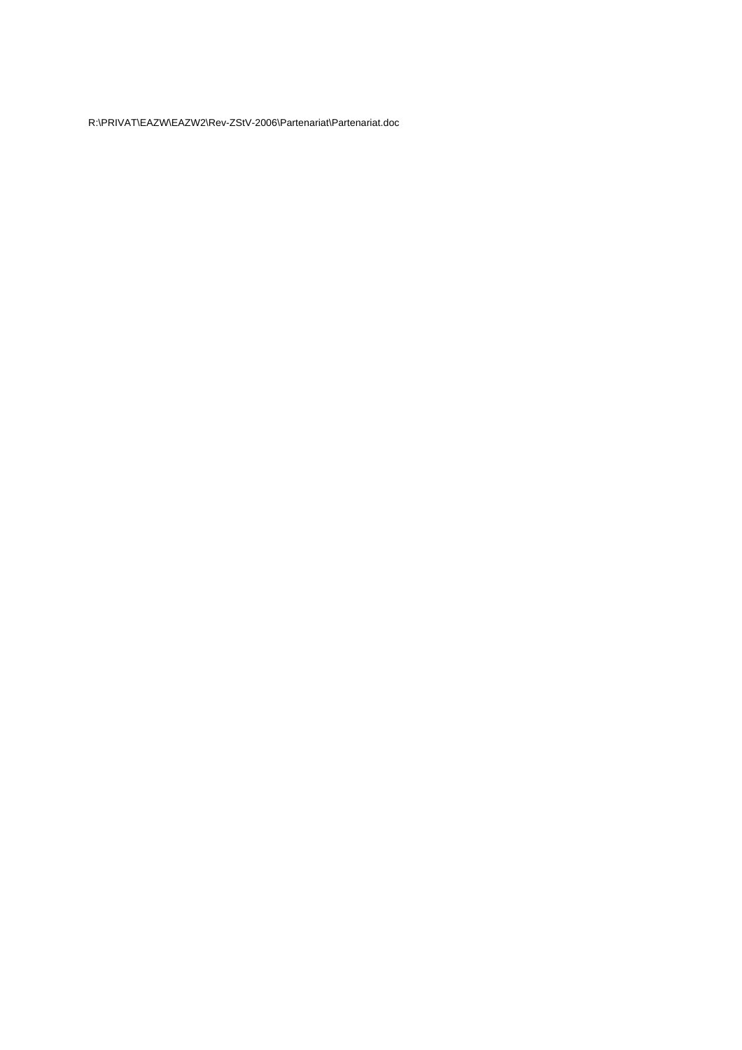R:\PRIVAT\EAZW\EAZW2\Rev-ZStV-2006\Partenariat\Partenariat.doc